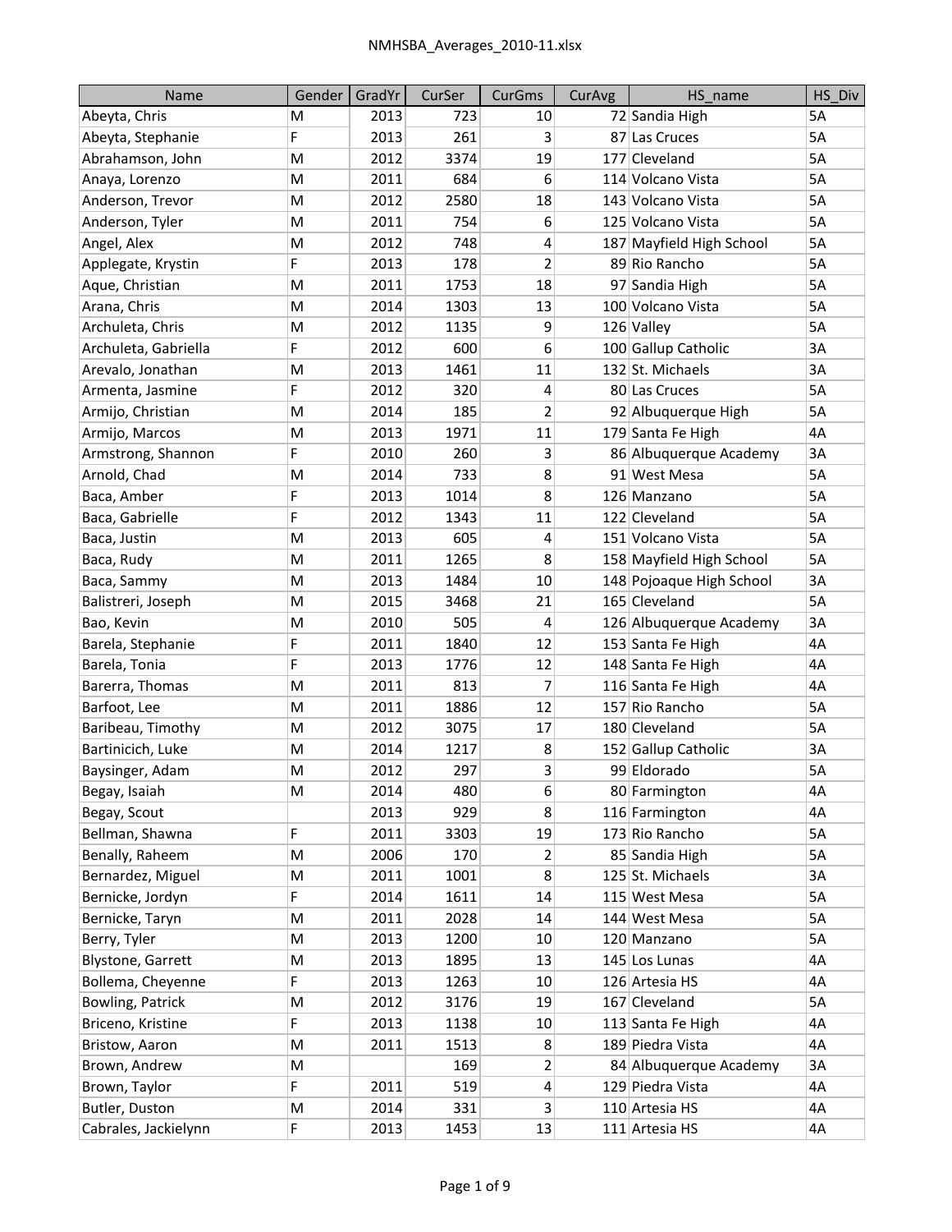| Name | Gender | GradYr | CurSer | CurGms | CurAvg | HS_name | HS_Div |
|---|---|---|---|---|---|---|---|
| Abeyta, Chris | M | 2013 | 723 | 10 | 72 | Sandia High | 5A |
| Abeyta, Stephanie | F | 2013 | 261 | 3 | 87 | Las Cruces | 5A |
| Abrahamson, John | M | 2012 | 3374 | 19 | 177 | Cleveland | 5A |
| Anaya, Lorenzo | M | 2011 | 684 | 6 | 114 | Volcano Vista | 5A |
| Anderson, Trevor | M | 2012 | 2580 | 18 | 143 | Volcano Vista | 5A |
| Anderson, Tyler | M | 2011 | 754 | 6 | 125 | Volcano Vista | 5A |
| Angel, Alex | M | 2012 | 748 | 4 | 187 | Mayfield High School | 5A |
| Applegate, Krystin | F | 2013 | 178 | 2 | 89 | Rio Rancho | 5A |
| Aque, Christian | M | 2011 | 1753 | 18 | 97 | Sandia High | 5A |
| Arana, Chris | M | 2014 | 1303 | 13 | 100 | Volcano Vista | 5A |
| Archuleta, Chris | M | 2012 | 1135 | 9 | 126 | Valley | 5A |
| Archuleta, Gabriella | F | 2012 | 600 | 6 | 100 | Gallup Catholic | 3A |
| Arevalo, Jonathan | M | 2013 | 1461 | 11 | 132 | St. Michaels | 3A |
| Armenta, Jasmine | F | 2012 | 320 | 4 | 80 | Las Cruces | 5A |
| Armijo, Christian | M | 2014 | 185 | 2 | 92 | Albuquerque High | 5A |
| Armijo, Marcos | M | 2013 | 1971 | 11 | 179 | Santa Fe High | 4A |
| Armstrong, Shannon | F | 2010 | 260 | 3 | 86 | Albuquerque Academy | 3A |
| Arnold, Chad | M | 2014 | 733 | 8 | 91 | West Mesa | 5A |
| Baca, Amber | F | 2013 | 1014 | 8 | 126 | Manzano | 5A |
| Baca, Gabrielle | F | 2012 | 1343 | 11 | 122 | Cleveland | 5A |
| Baca, Justin | M | 2013 | 605 | 4 | 151 | Volcano Vista | 5A |
| Baca, Rudy | M | 2011 | 1265 | 8 | 158 | Mayfield High School | 5A |
| Baca, Sammy | M | 2013 | 1484 | 10 | 148 | Pojoaque High School | 3A |
| Balistreri, Joseph | M | 2015 | 3468 | 21 | 165 | Cleveland | 5A |
| Bao, Kevin | M | 2010 | 505 | 4 | 126 | Albuquerque Academy | 3A |
| Barela, Stephanie | F | 2011 | 1840 | 12 | 153 | Santa Fe High | 4A |
| Barela, Tonia | F | 2013 | 1776 | 12 | 148 | Santa Fe High | 4A |
| Barerra, Thomas | M | 2011 | 813 | 7 | 116 | Santa Fe High | 4A |
| Barfoot, Lee | M | 2011 | 1886 | 12 | 157 | Rio Rancho | 5A |
| Baribeau, Timothy | M | 2012 | 3075 | 17 | 180 | Cleveland | 5A |
| Bartinicich, Luke | M | 2014 | 1217 | 8 | 152 | Gallup Catholic | 3A |
| Baysinger, Adam | M | 2012 | 297 | 3 | 99 | Eldorado | 5A |
| Begay, Isaiah | M | 2014 | 480 | 6 | 80 | Farmington | 4A |
| Begay, Scout | | 2013 | 929 | 8 | 116 | Farmington | 4A |
| Bellman, Shawna | F | 2011 | 3303 | 19 | 173 | Rio Rancho | 5A |
| Benally, Raheem | M | 2006 | 170 | 2 | 85 | Sandia High | 5A |
| Bernardez, Miguel | M | 2011 | 1001 | 8 | 125 | St. Michaels | 3A |
| Bernicke, Jordyn | F | 2014 | 1611 | 14 | 115 | West Mesa | 5A |
| Bernicke, Taryn | M | 2011 | 2028 | 14 | 144 | West Mesa | 5A |
| Berry, Tyler | M | 2013 | 1200 | 10 | 120 | Manzano | 5A |
| Blystone, Garrett | M | 2013 | 1895 | 13 | 145 | Los Lunas | 4A |
| Bollema, Cheyenne | F | 2013 | 1263 | 10 | 126 | Artesia HS | 4A |
| Bowling, Patrick | M | 2012 | 3176 | 19 | 167 | Cleveland | 5A |
| Briceno, Kristine | F | 2013 | 1138 | 10 | 113 | Santa Fe High | 4A |
| Bristow, Aaron | M | 2011 | 1513 | 8 | 189 | Piedra Vista | 4A |
| Brown, Andrew | M | | 169 | 2 | 84 | Albuquerque Academy | 3A |
| Brown, Taylor | F | 2011 | 519 | 4 | 129 | Piedra Vista | 4A |
| Butler, Duston | M | 2014 | 331 | 3 | 110 | Artesia HS | 4A |
| Cabrales, Jackielynn | F | 2013 | 1453 | 13 | 111 | Artesia HS | 4A |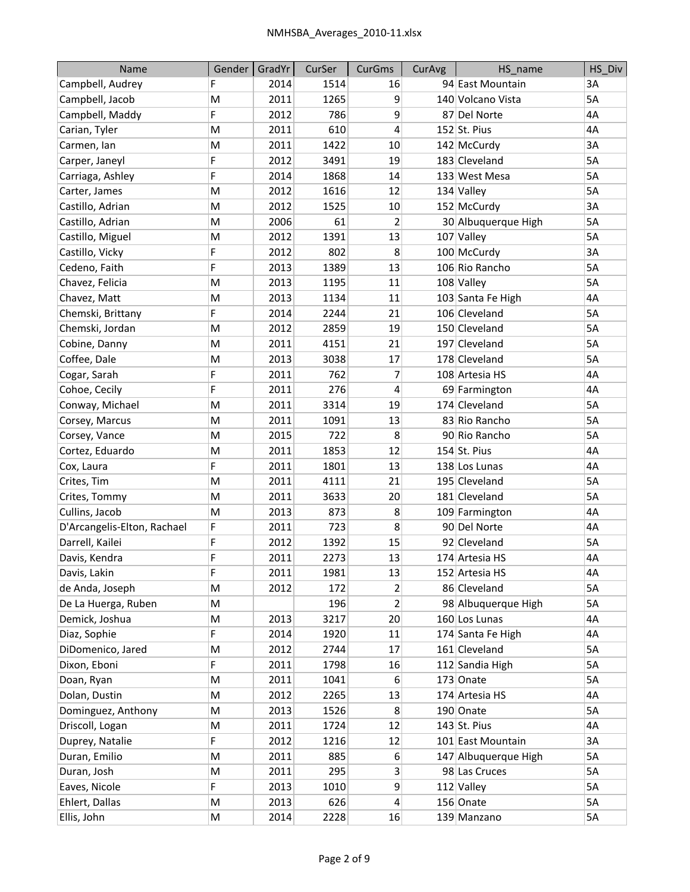| Name | Gender | GradYr | CurSer | CurGms | CurAvg | HS_name | HS_Div |
|---|---|---|---|---|---|---|---|
| Campbell, Audrey | F | 2014 | 1514 | 16 | 94 | East Mountain | 3A |
| Campbell, Jacob | M | 2011 | 1265 | 9 | 140 | Volcano Vista | 5A |
| Campbell, Maddy | F | 2012 | 786 | 9 | 87 | Del Norte | 4A |
| Carian, Tyler | M | 2011 | 610 | 4 | 152 | St. Pius | 4A |
| Carmen, Ian | M | 2011 | 1422 | 10 | 142 | McCurdy | 3A |
| Carper, Janeyl | F | 2012 | 3491 | 19 | 183 | Cleveland | 5A |
| Carriaga, Ashley | F | 2014 | 1868 | 14 | 133 | West Mesa | 5A |
| Carter, James | M | 2012 | 1616 | 12 | 134 | Valley | 5A |
| Castillo, Adrian | M | 2012 | 1525 | 10 | 152 | McCurdy | 3A |
| Castillo, Adrian | M | 2006 | 61 | 2 | 30 | Albuquerque High | 5A |
| Castillo, Miguel | M | 2012 | 1391 | 13 | 107 | Valley | 5A |
| Castillo, Vicky | F | 2012 | 802 | 8 | 100 | McCurdy | 3A |
| Cedeno, Faith | F | 2013 | 1389 | 13 | 106 | Rio Rancho | 5A |
| Chavez, Felicia | M | 2013 | 1195 | 11 | 108 | Valley | 5A |
| Chavez, Matt | M | 2013 | 1134 | 11 | 103 | Santa Fe High | 4A |
| Chemski, Brittany | F | 2014 | 2244 | 21 | 106 | Cleveland | 5A |
| Chemski, Jordan | M | 2012 | 2859 | 19 | 150 | Cleveland | 5A |
| Cobine, Danny | M | 2011 | 4151 | 21 | 197 | Cleveland | 5A |
| Coffee, Dale | M | 2013 | 3038 | 17 | 178 | Cleveland | 5A |
| Cogar, Sarah | F | 2011 | 762 | 7 | 108 | Artesia HS | 4A |
| Cohoe, Cecily | F | 2011 | 276 | 4 | 69 | Farmington | 4A |
| Conway, Michael | M | 2011 | 3314 | 19 | 174 | Cleveland | 5A |
| Corsey, Marcus | M | 2011 | 1091 | 13 | 83 | Rio Rancho | 5A |
| Corsey, Vance | M | 2015 | 722 | 8 | 90 | Rio Rancho | 5A |
| Cortez, Eduardo | M | 2011 | 1853 | 12 | 154 | St. Pius | 4A |
| Cox, Laura | F | 2011 | 1801 | 13 | 138 | Los Lunas | 4A |
| Crites, Tim | M | 2011 | 4111 | 21 | 195 | Cleveland | 5A |
| Crites, Tommy | M | 2011 | 3633 | 20 | 181 | Cleveland | 5A |
| Cullins, Jacob | M | 2013 | 873 | 8 | 109 | Farmington | 4A |
| D'Arcangelis-Elton, Rachael | F | 2011 | 723 | 8 | 90 | Del Norte | 4A |
| Darrell, Kailei | F | 2012 | 1392 | 15 | 92 | Cleveland | 5A |
| Davis, Kendra | F | 2011 | 2273 | 13 | 174 | Artesia HS | 4A |
| Davis, Lakin | F | 2011 | 1981 | 13 | 152 | Artesia HS | 4A |
| de Anda, Joseph | M | 2012 | 172 | 2 | 86 | Cleveland | 5A |
| De La Huerga, Ruben | M | | 196 | 2 | 98 | Albuquerque High | 5A |
| Demick, Joshua | M | 2013 | 3217 | 20 | 160 | Los Lunas | 4A |
| Diaz, Sophie | F | 2014 | 1920 | 11 | 174 | Santa Fe High | 4A |
| DiDomenico, Jared | M | 2012 | 2744 | 17 | 161 | Cleveland | 5A |
| Dixon, Eboni | F | 2011 | 1798 | 16 | 112 | Sandia High | 5A |
| Doan, Ryan | M | 2011 | 1041 | 6 | 173 | Onate | 5A |
| Dolan, Dustin | M | 2012 | 2265 | 13 | 174 | Artesia HS | 4A |
| Dominguez, Anthony | M | 2013 | 1526 | 8 | 190 | Onate | 5A |
| Driscoll, Logan | M | 2011 | 1724 | 12 | 143 | St. Pius | 4A |
| Duprey, Natalie | F | 2012 | 1216 | 12 | 101 | East Mountain | 3A |
| Duran, Emilio | M | 2011 | 885 | 6 | 147 | Albuquerque High | 5A |
| Duran, Josh | M | 2011 | 295 | 3 | 98 | Las Cruces | 5A |
| Eaves, Nicole | F | 2013 | 1010 | 9 | 112 | Valley | 5A |
| Ehlert, Dallas | M | 2013 | 626 | 4 | 156 | Onate | 5A |
| Ellis, John | M | 2014 | 2228 | 16 | 139 | Manzano | 5A |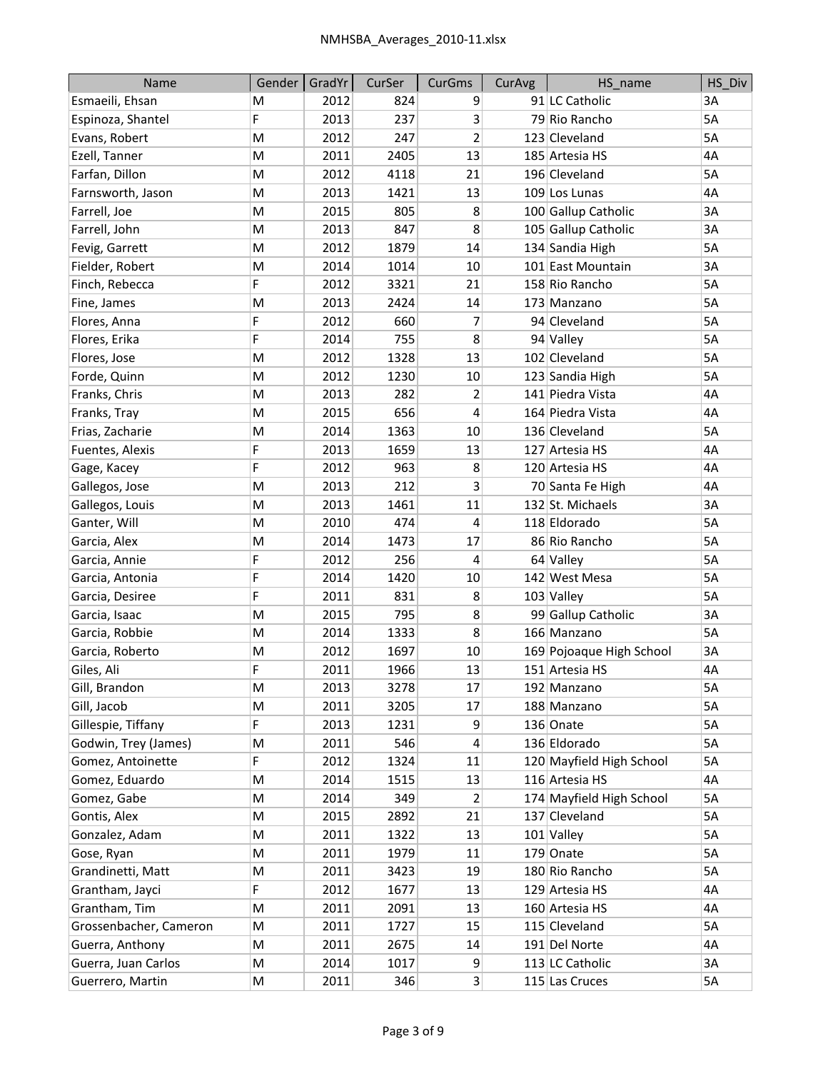| Name | Gender | GradYr | CurSer | CurGms | CurAvg | HS_name | HS_Div |
|---|---|---|---|---|---|---|---|
| Esmaeili, Ehsan | M | 2012 | 824 | 9 | 91 | LC Catholic | 3A |
| Espinoza, Shantel | F | 2013 | 237 | 3 | 79 | Rio Rancho | 5A |
| Evans, Robert | M | 2012 | 247 | 2 | 123 | Cleveland | 5A |
| Ezell, Tanner | M | 2011 | 2405 | 13 | 185 | Artesia HS | 4A |
| Farfan, Dillon | M | 2012 | 4118 | 21 | 196 | Cleveland | 5A |
| Farnsworth, Jason | M | 2013 | 1421 | 13 | 109 | Los Lunas | 4A |
| Farrell, Joe | M | 2015 | 805 | 8 | 100 | Gallup Catholic | 3A |
| Farrell, John | M | 2013 | 847 | 8 | 105 | Gallup Catholic | 3A |
| Fevig, Garrett | M | 2012 | 1879 | 14 | 134 | Sandia High | 5A |
| Fielder, Robert | M | 2014 | 1014 | 10 | 101 | East Mountain | 3A |
| Finch, Rebecca | F | 2012 | 3321 | 21 | 158 | Rio Rancho | 5A |
| Fine, James | M | 2013 | 2424 | 14 | 173 | Manzano | 5A |
| Flores, Anna | F | 2012 | 660 | 7 | 94 | Cleveland | 5A |
| Flores, Erika | F | 2014 | 755 | 8 | 94 | Valley | 5A |
| Flores, Jose | M | 2012 | 1328 | 13 | 102 | Cleveland | 5A |
| Forde, Quinn | M | 2012 | 1230 | 10 | 123 | Sandia High | 5A |
| Franks, Chris | M | 2013 | 282 | 2 | 141 | Piedra Vista | 4A |
| Franks, Tray | M | 2015 | 656 | 4 | 164 | Piedra Vista | 4A |
| Frias, Zacharie | M | 2014 | 1363 | 10 | 136 | Cleveland | 5A |
| Fuentes, Alexis | F | 2013 | 1659 | 13 | 127 | Artesia HS | 4A |
| Gage, Kacey | F | 2012 | 963 | 8 | 120 | Artesia HS | 4A |
| Gallegos, Jose | M | 2013 | 212 | 3 | 70 | Santa Fe High | 4A |
| Gallegos, Louis | M | 2013 | 1461 | 11 | 132 | St. Michaels | 3A |
| Ganter, Will | M | 2010 | 474 | 4 | 118 | Eldorado | 5A |
| Garcia, Alex | M | 2014 | 1473 | 17 | 86 | Rio Rancho | 5A |
| Garcia, Annie | F | 2012 | 256 | 4 | 64 | Valley | 5A |
| Garcia, Antonia | F | 2014 | 1420 | 10 | 142 | West Mesa | 5A |
| Garcia, Desiree | F | 2011 | 831 | 8 | 103 | Valley | 5A |
| Garcia, Isaac | M | 2015 | 795 | 8 | 99 | Gallup Catholic | 3A |
| Garcia, Robbie | M | 2014 | 1333 | 8 | 166 | Manzano | 5A |
| Garcia, Roberto | M | 2012 | 1697 | 10 | 169 | Pojoaque High School | 3A |
| Giles, Ali | F | 2011 | 1966 | 13 | 151 | Artesia HS | 4A |
| Gill, Brandon | M | 2013 | 3278 | 17 | 192 | Manzano | 5A |
| Gill, Jacob | M | 2011 | 3205 | 17 | 188 | Manzano | 5A |
| Gillespie, Tiffany | F | 2013 | 1231 | 9 | 136 | Onate | 5A |
| Godwin, Trey (James) | M | 2011 | 546 | 4 | 136 | Eldorado | 5A |
| Gomez, Antoinette | F | 2012 | 1324 | 11 | 120 | Mayfield High School | 5A |
| Gomez, Eduardo | M | 2014 | 1515 | 13 | 116 | Artesia HS | 4A |
| Gomez, Gabe | M | 2014 | 349 | 2 | 174 | Mayfield High School | 5A |
| Gontis, Alex | M | 2015 | 2892 | 21 | 137 | Cleveland | 5A |
| Gonzalez, Adam | M | 2011 | 1322 | 13 | 101 | Valley | 5A |
| Gose, Ryan | M | 2011 | 1979 | 11 | 179 | Onate | 5A |
| Grandinetti, Matt | M | 2011 | 3423 | 19 | 180 | Rio Rancho | 5A |
| Grantham, Jayci | F | 2012 | 1677 | 13 | 129 | Artesia HS | 4A |
| Grantham, Tim | M | 2011 | 2091 | 13 | 160 | Artesia HS | 4A |
| Grossenbacher, Cameron | M | 2011 | 1727 | 15 | 115 | Cleveland | 5A |
| Guerra, Anthony | M | 2011 | 2675 | 14 | 191 | Del Norte | 4A |
| Guerra, Juan Carlos | M | 2014 | 1017 | 9 | 113 | LC Catholic | 3A |
| Guerrero, Martin | M | 2011 | 346 | 3 | 115 | Las Cruces | 5A |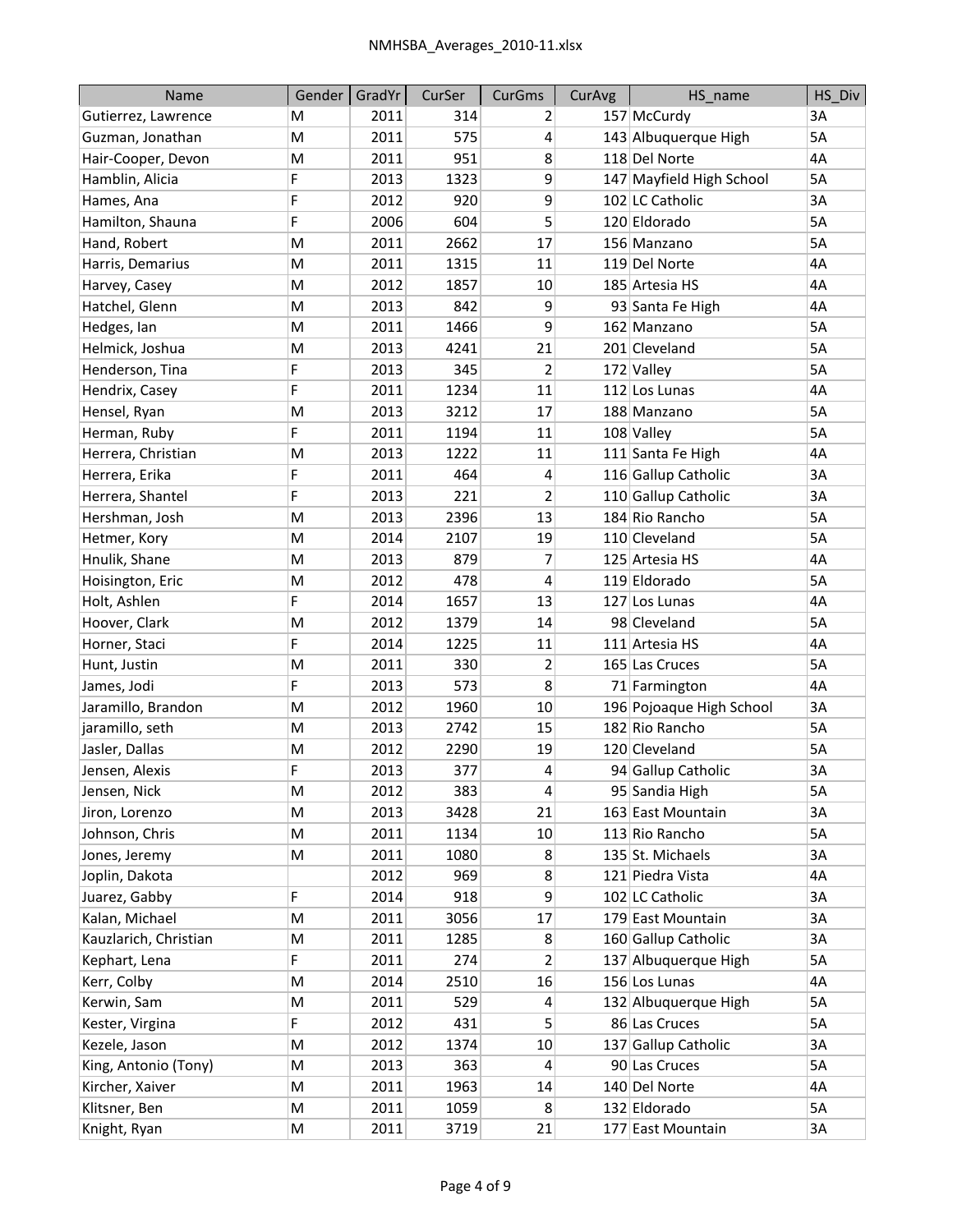| Name | Gender | GradYr | CurSer | CurGms | CurAvg | HS_name | HS_Div |
|---|---|---|---|---|---|---|---|
| Gutierrez, Lawrence | M | 2011 | 314 | 2 | 157 | McCurdy | 3A |
| Guzman, Jonathan | M | 2011 | 575 | 4 | 143 | Albuquerque High | 5A |
| Hair-Cooper, Devon | M | 2011 | 951 | 8 | 118 | Del Norte | 4A |
| Hamblin, Alicia | F | 2013 | 1323 | 9 | 147 | Mayfield High School | 5A |
| Hames, Ana | F | 2012 | 920 | 9 | 102 | LC Catholic | 3A |
| Hamilton, Shauna | F | 2006 | 604 | 5 | 120 | Eldorado | 5A |
| Hand, Robert | M | 2011 | 2662 | 17 | 156 | Manzano | 5A |
| Harris, Demarius | M | 2011 | 1315 | 11 | 119 | Del Norte | 4A |
| Harvey, Casey | M | 2012 | 1857 | 10 | 185 | Artesia HS | 4A |
| Hatchel, Glenn | M | 2013 | 842 | 9 | 93 | Santa Fe High | 4A |
| Hedges, Ian | M | 2011 | 1466 | 9 | 162 | Manzano | 5A |
| Helmick, Joshua | M | 2013 | 4241 | 21 | 201 | Cleveland | 5A |
| Henderson, Tina | F | 2013 | 345 | 2 | 172 | Valley | 5A |
| Hendrix, Casey | F | 2011 | 1234 | 11 | 112 | Los Lunas | 4A |
| Hensel, Ryan | M | 2013 | 3212 | 17 | 188 | Manzano | 5A |
| Herman, Ruby | F | 2011 | 1194 | 11 | 108 | Valley | 5A |
| Herrera, Christian | M | 2013 | 1222 | 11 | 111 | Santa Fe High | 4A |
| Herrera, Erika | F | 2011 | 464 | 4 | 116 | Gallup Catholic | 3A |
| Herrera, Shantel | F | 2013 | 221 | 2 | 110 | Gallup Catholic | 3A |
| Hershman, Josh | M | 2013 | 2396 | 13 | 184 | Rio Rancho | 5A |
| Hetmer, Kory | M | 2014 | 2107 | 19 | 110 | Cleveland | 5A |
| Hnulik, Shane | M | 2013 | 879 | 7 | 125 | Artesia HS | 4A |
| Hoisington, Eric | M | 2012 | 478 | 4 | 119 | Eldorado | 5A |
| Holt, Ashlen | F | 2014 | 1657 | 13 | 127 | Los Lunas | 4A |
| Hoover, Clark | M | 2012 | 1379 | 14 | 98 | Cleveland | 5A |
| Horner, Staci | F | 2014 | 1225 | 11 | 111 | Artesia HS | 4A |
| Hunt, Justin | M | 2011 | 330 | 2 | 165 | Las Cruces | 5A |
| James, Jodi | F | 2013 | 573 | 8 | 71 | Farmington | 4A |
| Jaramillo, Brandon | M | 2012 | 1960 | 10 | 196 | Pojoaque High School | 3A |
| jaramillo, seth | M | 2013 | 2742 | 15 | 182 | Rio Rancho | 5A |
| Jasler, Dallas | M | 2012 | 2290 | 19 | 120 | Cleveland | 5A |
| Jensen, Alexis | F | 2013 | 377 | 4 | 94 | Gallup Catholic | 3A |
| Jensen, Nick | M | 2012 | 383 | 4 | 95 | Sandia High | 5A |
| Jiron, Lorenzo | M | 2013 | 3428 | 21 | 163 | East Mountain | 3A |
| Johnson, Chris | M | 2011 | 1134 | 10 | 113 | Rio Rancho | 5A |
| Jones, Jeremy | M | 2011 | 1080 | 8 | 135 | St. Michaels | 3A |
| Joplin, Dakota | | 2012 | 969 | 8 | 121 | Piedra Vista | 4A |
| Juarez, Gabby | F | 2014 | 918 | 9 | 102 | LC Catholic | 3A |
| Kalan, Michael | M | 2011 | 3056 | 17 | 179 | East Mountain | 3A |
| Kauzlarich, Christian | M | 2011 | 1285 | 8 | 160 | Gallup Catholic | 3A |
| Kephart, Lena | F | 2011 | 274 | 2 | 137 | Albuquerque High | 5A |
| Kerr, Colby | M | 2014 | 2510 | 16 | 156 | Los Lunas | 4A |
| Kerwin, Sam | M | 2011 | 529 | 4 | 132 | Albuquerque High | 5A |
| Kester, Virgina | F | 2012 | 431 | 5 | 86 | Las Cruces | 5A |
| Kezele, Jason | M | 2012 | 1374 | 10 | 137 | Gallup Catholic | 3A |
| King, Antonio (Tony) | M | 2013 | 363 | 4 | 90 | Las Cruces | 5A |
| Kircher, Xaiver | M | 2011 | 1963 | 14 | 140 | Del Norte | 4A |
| Klitsner, Ben | M | 2011 | 1059 | 8 | 132 | Eldorado | 5A |
| Knight, Ryan | M | 2011 | 3719 | 21 | 177 | East Mountain | 3A |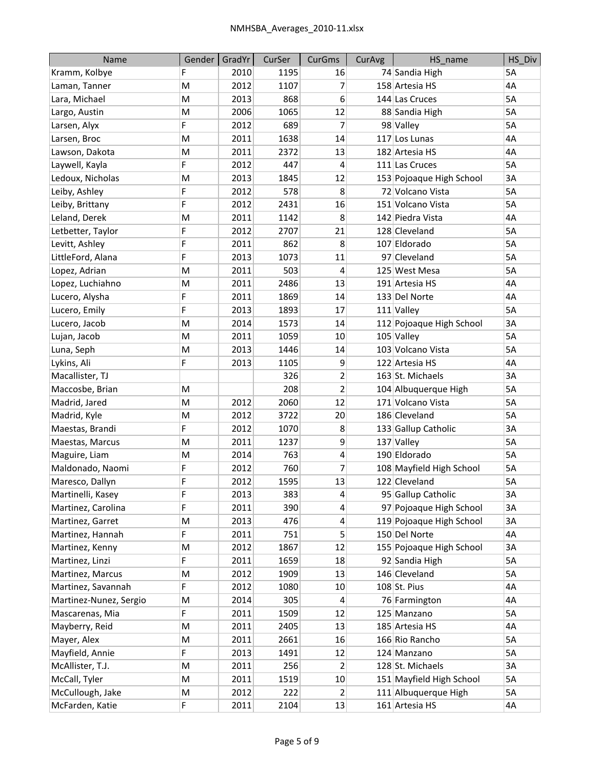| Name | Gender | GradYr | CurSer | CurGms | CurAvg | HS_name | HS_Div |
|---|---|---|---|---|---|---|---|
| Kramm, Kolbye | F | 2010 | 1195 | 16 | 74 | Sandia High | 5A |
| Laman, Tanner | M | 2012 | 1107 | 7 | 158 | Artesia HS | 4A |
| Lara, Michael | M | 2013 | 868 | 6 | 144 | Las Cruces | 5A |
| Largo, Austin | M | 2006 | 1065 | 12 | 88 | Sandia High | 5A |
| Larsen, Alyx | F | 2012 | 689 | 7 | 98 | Valley | 5A |
| Larsen, Broc | M | 2011 | 1638 | 14 | 117 | Los Lunas | 4A |
| Lawson, Dakota | M | 2011 | 2372 | 13 | 182 | Artesia HS | 4A |
| Laywell, Kayla | F | 2012 | 447 | 4 | 111 | Las Cruces | 5A |
| Ledoux, Nicholas | M | 2013 | 1845 | 12 | 153 | Pojoaque High School | 3A |
| Leiby, Ashley | F | 2012 | 578 | 8 | 72 | Volcano Vista | 5A |
| Leiby, Brittany | F | 2012 | 2431 | 16 | 151 | Volcano Vista | 5A |
| Leland, Derek | M | 2011 | 1142 | 8 | 142 | Piedra Vista | 4A |
| Letbetter, Taylor | F | 2012 | 2707 | 21 | 128 | Cleveland | 5A |
| Levitt, Ashley | F | 2011 | 862 | 8 | 107 | Eldorado | 5A |
| LittleFord, Alana | F | 2013 | 1073 | 11 | 97 | Cleveland | 5A |
| Lopez, Adrian | M | 2011 | 503 | 4 | 125 | West Mesa | 5A |
| Lopez, Luchiahno | M | 2011 | 2486 | 13 | 191 | Artesia HS | 4A |
| Lucero, Alysha | F | 2011 | 1869 | 14 | 133 | Del Norte | 4A |
| Lucero, Emily | F | 2013 | 1893 | 17 | 111 | Valley | 5A |
| Lucero, Jacob | M | 2014 | 1573 | 14 | 112 | Pojoaque High School | 3A |
| Lujan, Jacob | M | 2011 | 1059 | 10 | 105 | Valley | 5A |
| Luna, Seph | M | 2013 | 1446 | 14 | 103 | Volcano Vista | 5A |
| Lykins, Ali | F | 2013 | 1105 | 9 | 122 | Artesia HS | 4A |
| Macallister, TJ | | | 326 | 2 | 163 | St. Michaels | 3A |
| Maccosbe, Brian | M | | 208 | 2 | 104 | Albuquerque High | 5A |
| Madrid, Jared | M | 2012 | 2060 | 12 | 171 | Volcano Vista | 5A |
| Madrid, Kyle | M | 2012 | 3722 | 20 | 186 | Cleveland | 5A |
| Maestas, Brandi | F | 2012 | 1070 | 8 | 133 | Gallup Catholic | 3A |
| Maestas, Marcus | M | 2011 | 1237 | 9 | 137 | Valley | 5A |
| Maguire, Liam | M | 2014 | 763 | 4 | 190 | Eldorado | 5A |
| Maldonado, Naomi | F | 2012 | 760 | 7 | 108 | Mayfield High School | 5A |
| Maresco, Dallyn | F | 2012 | 1595 | 13 | 122 | Cleveland | 5A |
| Martinelli, Kasey | F | 2013 | 383 | 4 | 95 | Gallup Catholic | 3A |
| Martinez, Carolina | F | 2011 | 390 | 4 | 97 | Pojoaque High School | 3A |
| Martinez, Garret | M | 2013 | 476 | 4 | 119 | Pojoaque High School | 3A |
| Martinez, Hannah | F | 2011 | 751 | 5 | 150 | Del Norte | 4A |
| Martinez, Kenny | M | 2012 | 1867 | 12 | 155 | Pojoaque High School | 3A |
| Martinez, Linzi | F | 2011 | 1659 | 18 | 92 | Sandia High | 5A |
| Martinez, Marcus | M | 2012 | 1909 | 13 | 146 | Cleveland | 5A |
| Martinez, Savannah | F | 2012 | 1080 | 10 | 108 | St. Pius | 4A |
| Martinez-Nunez, Sergio | M | 2014 | 305 | 4 | 76 | Farmington | 4A |
| Mascarenas, Mia | F | 2011 | 1509 | 12 | 125 | Manzano | 5A |
| Mayberry, Reid | M | 2011 | 2405 | 13 | 185 | Artesia HS | 4A |
| Mayer, Alex | M | 2011 | 2661 | 16 | 166 | Rio Rancho | 5A |
| Mayfield, Annie | F | 2013 | 1491 | 12 | 124 | Manzano | 5A |
| McAllister, T.J. | M | 2011 | 256 | 2 | 128 | St. Michaels | 3A |
| McCall, Tyler | M | 2011 | 1519 | 10 | 151 | Mayfield High School | 5A |
| McCullough, Jake | M | 2012 | 222 | 2 | 111 | Albuquerque High | 5A |
| McFarden, Katie | F | 2011 | 2104 | 13 | 161 | Artesia HS | 4A |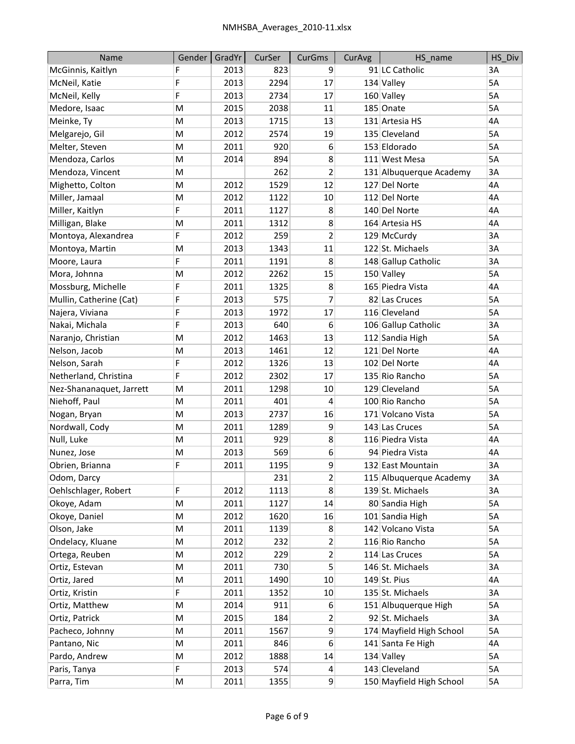| Name | Gender | GradYr | CurSer | CurGms | CurAvg | HS_name | HS_Div |
|---|---|---|---|---|---|---|---|
| McGinnis, Kaitlyn | F | 2013 | 823 | 9 | 91 | LC Catholic | 3A |
| McNeil, Katie | F | 2013 | 2294 | 17 | 134 | Valley | 5A |
| McNeil, Kelly | F | 2013 | 2734 | 17 | 160 | Valley | 5A |
| Medore, Isaac | M | 2015 | 2038 | 11 | 185 | Onate | 5A |
| Meinke, Ty | M | 2013 | 1715 | 13 | 131 | Artesia HS | 4A |
| Melgarejo, Gil | M | 2012 | 2574 | 19 | 135 | Cleveland | 5A |
| Melter, Steven | M | 2011 | 920 | 6 | 153 | Eldorado | 5A |
| Mendoza, Carlos | M | 2014 | 894 | 8 | 111 | West Mesa | 5A |
| Mendoza, Vincent | M | | 262 | 2 | 131 | Albuquerque Academy | 3A |
| Mighetto, Colton | M | 2012 | 1529 | 12 | 127 | Del Norte | 4A |
| Miller, Jamaal | M | 2012 | 1122 | 10 | 112 | Del Norte | 4A |
| Miller, Kaitlyn | F | 2011 | 1127 | 8 | 140 | Del Norte | 4A |
| Milligan, Blake | M | 2011 | 1312 | 8 | 164 | Artesia HS | 4A |
| Montoya, Alexandrea | F | 2012 | 259 | 2 | 129 | McCurdy | 3A |
| Montoya, Martin | M | 2013 | 1343 | 11 | 122 | St. Michaels | 3A |
| Moore, Laura | F | 2011 | 1191 | 8 | 148 | Gallup Catholic | 3A |
| Mora, Johnna | M | 2012 | 2262 | 15 | 150 | Valley | 5A |
| Mossburg, Michelle | F | 2011 | 1325 | 8 | 165 | Piedra Vista | 4A |
| Mullin, Catherine (Cat) | F | 2013 | 575 | 7 | 82 | Las Cruces | 5A |
| Najera, Viviana | F | 2013 | 1972 | 17 | 116 | Cleveland | 5A |
| Nakai, Michala | F | 2013 | 640 | 6 | 106 | Gallup Catholic | 3A |
| Naranjo, Christian | M | 2012 | 1463 | 13 | 112 | Sandia High | 5A |
| Nelson, Jacob | M | 2013 | 1461 | 12 | 121 | Del Norte | 4A |
| Nelson, Sarah | F | 2012 | 1326 | 13 | 102 | Del Norte | 4A |
| Netherland, Christina | F | 2012 | 2302 | 17 | 135 | Rio Rancho | 5A |
| Nez-Shananaquet, Jarrett | M | 2011 | 1298 | 10 | 129 | Cleveland | 5A |
| Niehoff, Paul | M | 2011 | 401 | 4 | 100 | Rio Rancho | 5A |
| Nogan, Bryan | M | 2013 | 2737 | 16 | 171 | Volcano Vista | 5A |
| Nordwall, Cody | M | 2011 | 1289 | 9 | 143 | Las Cruces | 5A |
| Null, Luke | M | 2011 | 929 | 8 | 116 | Piedra Vista | 4A |
| Nunez, Jose | M | 2013 | 569 | 6 | 94 | Piedra Vista | 4A |
| Obrien, Brianna | F | 2011 | 1195 | 9 | 132 | East Mountain | 3A |
| Odom, Darcy | | | 231 | 2 | 115 | Albuquerque Academy | 3A |
| Oehlschlager, Robert | F | 2012 | 1113 | 8 | 139 | St. Michaels | 3A |
| Okoye, Adam | M | 2011 | 1127 | 14 | 80 | Sandia High | 5A |
| Okoye, Daniel | M | 2012 | 1620 | 16 | 101 | Sandia High | 5A |
| Olson, Jake | M | 2011 | 1139 | 8 | 142 | Volcano Vista | 5A |
| Ondelacy, Kluane | M | 2012 | 232 | 2 | 116 | Rio Rancho | 5A |
| Ortega, Reuben | M | 2012 | 229 | 2 | 114 | Las Cruces | 5A |
| Ortiz, Estevan | M | 2011 | 730 | 5 | 146 | St. Michaels | 3A |
| Ortiz, Jared | M | 2011 | 1490 | 10 | 149 | St. Pius | 4A |
| Ortiz, Kristin | F | 2011 | 1352 | 10 | 135 | St. Michaels | 3A |
| Ortiz, Matthew | M | 2014 | 911 | 6 | 151 | Albuquerque High | 5A |
| Ortiz, Patrick | M | 2015 | 184 | 2 | 92 | St. Michaels | 3A |
| Pacheco, Johnny | M | 2011 | 1567 | 9 | 174 | Mayfield High School | 5A |
| Pantano, Nic | M | 2011 | 846 | 6 | 141 | Santa Fe High | 4A |
| Pardo, Andrew | M | 2012 | 1888 | 14 | 134 | Valley | 5A |
| Paris, Tanya | F | 2013 | 574 | 4 | 143 | Cleveland | 5A |
| Parra, Tim | M | 2011 | 1355 | 9 | 150 | Mayfield High School | 5A |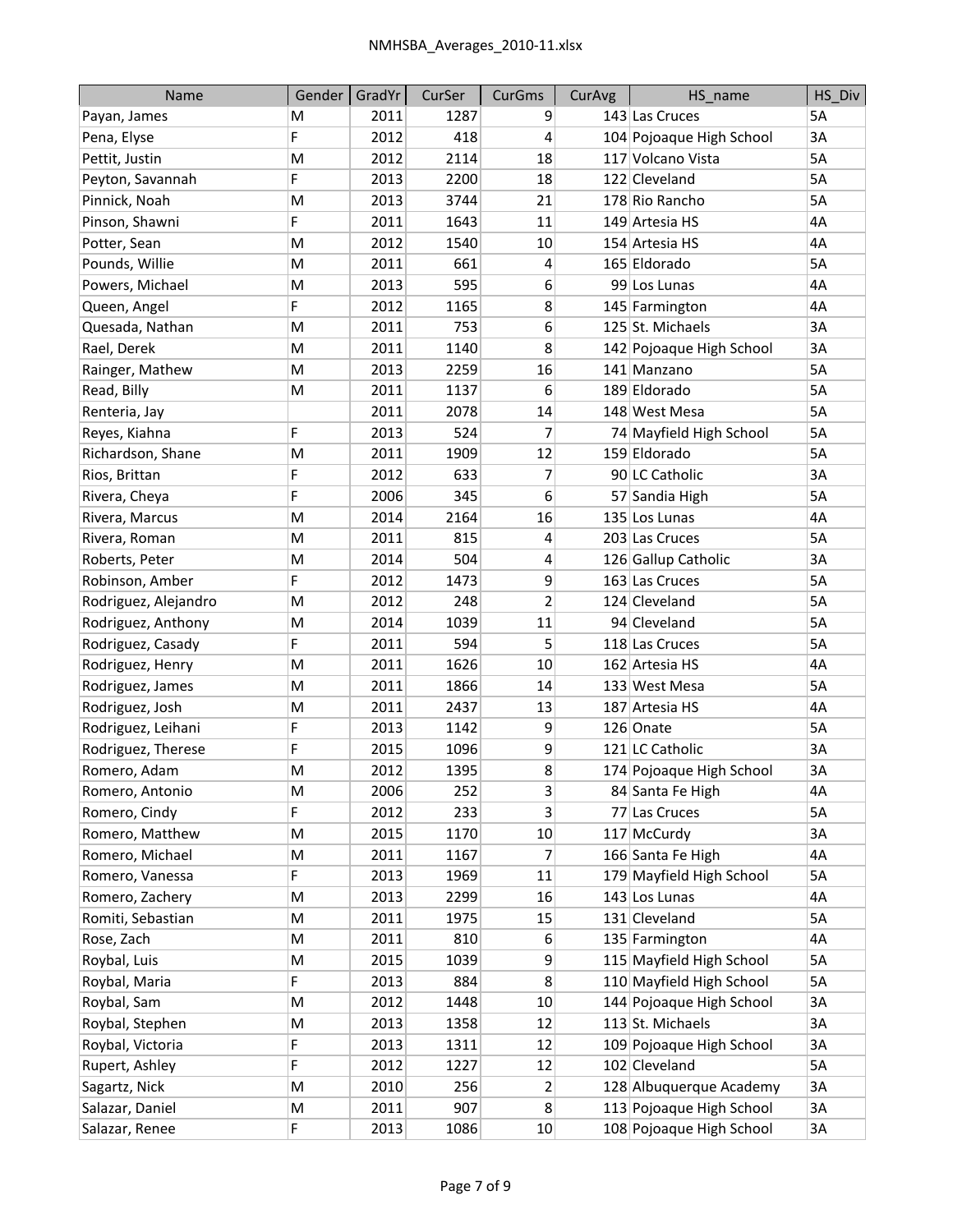| Name | Gender | GradYr | CurSer | CurGms | CurAvg | HS_name | HS_Div |
|---|---|---|---|---|---|---|---|
| Payan, James | M | 2011 | 1287 | 9 | 143 | Las Cruces | 5A |
| Pena, Elyse | F | 2012 | 418 | 4 | 104 | Pojoaque High School | 3A |
| Pettit, Justin | M | 2012 | 2114 | 18 | 117 | Volcano Vista | 5A |
| Peyton, Savannah | F | 2013 | 2200 | 18 | 122 | Cleveland | 5A |
| Pinnick, Noah | M | 2013 | 3744 | 21 | 178 | Rio Rancho | 5A |
| Pinson, Shawni | F | 2011 | 1643 | 11 | 149 | Artesia HS | 4A |
| Potter, Sean | M | 2012 | 1540 | 10 | 154 | Artesia HS | 4A |
| Pounds, Willie | M | 2011 | 661 | 4 | 165 | Eldorado | 5A |
| Powers, Michael | M | 2013 | 595 | 6 | 99 | Los Lunas | 4A |
| Queen, Angel | F | 2012 | 1165 | 8 | 145 | Farmington | 4A |
| Quesada, Nathan | M | 2011 | 753 | 6 | 125 | St. Michaels | 3A |
| Rael, Derek | M | 2011 | 1140 | 8 | 142 | Pojoaque High School | 3A |
| Rainger, Mathew | M | 2013 | 2259 | 16 | 141 | Manzano | 5A |
| Read, Billy | M | 2011 | 1137 | 6 | 189 | Eldorado | 5A |
| Renteria, Jay | | 2011 | 2078 | 14 | 148 | West Mesa | 5A |
| Reyes, Kiahna | F | 2013 | 524 | 7 | 74 | Mayfield High School | 5A |
| Richardson, Shane | M | 2011 | 1909 | 12 | 159 | Eldorado | 5A |
| Rios, Brittan | F | 2012 | 633 | 7 | 90 | LC Catholic | 3A |
| Rivera, Cheya | F | 2006 | 345 | 6 | 57 | Sandia High | 5A |
| Rivera, Marcus | M | 2014 | 2164 | 16 | 135 | Los Lunas | 4A |
| Rivera, Roman | M | 2011 | 815 | 4 | 203 | Las Cruces | 5A |
| Roberts, Peter | M | 2014 | 504 | 4 | 126 | Gallup Catholic | 3A |
| Robinson, Amber | F | 2012 | 1473 | 9 | 163 | Las Cruces | 5A |
| Rodriguez, Alejandro | M | 2012 | 248 | 2 | 124 | Cleveland | 5A |
| Rodriguez, Anthony | M | 2014 | 1039 | 11 | 94 | Cleveland | 5A |
| Rodriguez, Casady | F | 2011 | 594 | 5 | 118 | Las Cruces | 5A |
| Rodriguez, Henry | M | 2011 | 1626 | 10 | 162 | Artesia HS | 4A |
| Rodriguez, James | M | 2011 | 1866 | 14 | 133 | West Mesa | 5A |
| Rodriguez, Josh | M | 2011 | 2437 | 13 | 187 | Artesia HS | 4A |
| Rodriguez, Leihani | F | 2013 | 1142 | 9 | 126 | Onate | 5A |
| Rodriguez, Therese | F | 2015 | 1096 | 9 | 121 | LC Catholic | 3A |
| Romero, Adam | M | 2012 | 1395 | 8 | 174 | Pojoaque High School | 3A |
| Romero, Antonio | M | 2006 | 252 | 3 | 84 | Santa Fe High | 4A |
| Romero, Cindy | F | 2012 | 233 | 3 | 77 | Las Cruces | 5A |
| Romero, Matthew | M | 2015 | 1170 | 10 | 117 | McCurdy | 3A |
| Romero, Michael | M | 2011 | 1167 | 7 | 166 | Santa Fe High | 4A |
| Romero, Vanessa | F | 2013 | 1969 | 11 | 179 | Mayfield High School | 5A |
| Romero, Zachery | M | 2013 | 2299 | 16 | 143 | Los Lunas | 4A |
| Romiti, Sebastian | M | 2011 | 1975 | 15 | 131 | Cleveland | 5A |
| Rose, Zach | M | 2011 | 810 | 6 | 135 | Farmington | 4A |
| Roybal, Luis | M | 2015 | 1039 | 9 | 115 | Mayfield High School | 5A |
| Roybal, Maria | F | 2013 | 884 | 8 | 110 | Mayfield High School | 5A |
| Roybal, Sam | M | 2012 | 1448 | 10 | 144 | Pojoaque High School | 3A |
| Roybal, Stephen | M | 2013 | 1358 | 12 | 113 | St. Michaels | 3A |
| Roybal, Victoria | F | 2013 | 1311 | 12 | 109 | Pojoaque High School | 3A |
| Rupert, Ashley | F | 2012 | 1227 | 12 | 102 | Cleveland | 5A |
| Sagartz, Nick | M | 2010 | 256 | 2 | 128 | Albuquerque Academy | 3A |
| Salazar, Daniel | M | 2011 | 907 | 8 | 113 | Pojoaque High School | 3A |
| Salazar, Renee | F | 2013 | 1086 | 10 | 108 | Pojoaque High School | 3A |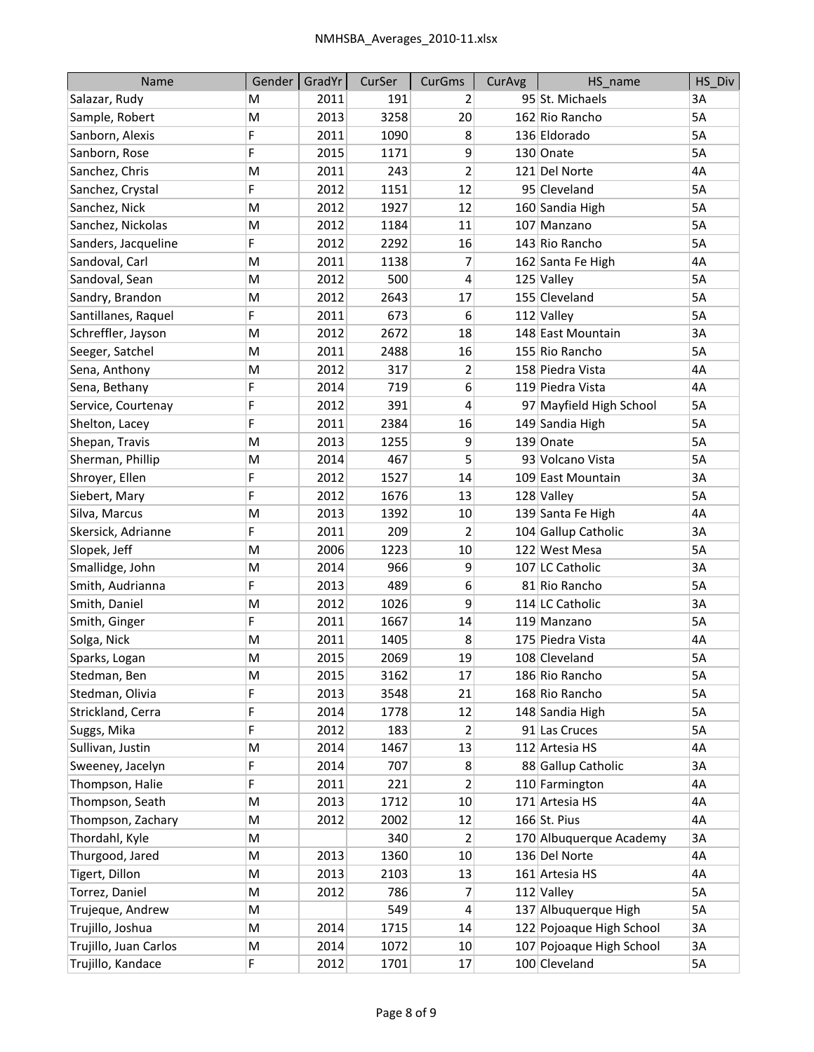| Name | Gender | GradYr | CurSer | CurGms | CurAvg | HS_name | HS_Div |
|---|---|---|---|---|---|---|---|
| Salazar, Rudy | M | 2011 | 191 | 2 | 95 | St. Michaels | 3A |
| Sample, Robert | M | 2013 | 3258 | 20 | 162 | Rio Rancho | 5A |
| Sanborn, Alexis | F | 2011 | 1090 | 8 | 136 | Eldorado | 5A |
| Sanborn, Rose | F | 2015 | 1171 | 9 | 130 | Onate | 5A |
| Sanchez, Chris | M | 2011 | 243 | 2 | 121 | Del Norte | 4A |
| Sanchez, Crystal | F | 2012 | 1151 | 12 | 95 | Cleveland | 5A |
| Sanchez, Nick | M | 2012 | 1927 | 12 | 160 | Sandia High | 5A |
| Sanchez, Nickolas | M | 2012 | 1184 | 11 | 107 | Manzano | 5A |
| Sanders, Jacqueline | F | 2012 | 2292 | 16 | 143 | Rio Rancho | 5A |
| Sandoval, Carl | M | 2011 | 1138 | 7 | 162 | Santa Fe High | 4A |
| Sandoval, Sean | M | 2012 | 500 | 4 | 125 | Valley | 5A |
| Sandry, Brandon | M | 2012 | 2643 | 17 | 155 | Cleveland | 5A |
| Santillanes, Raquel | F | 2011 | 673 | 6 | 112 | Valley | 5A |
| Schreffler, Jayson | M | 2012 | 2672 | 18 | 148 | East Mountain | 3A |
| Seeger, Satchel | M | 2011 | 2488 | 16 | 155 | Rio Rancho | 5A |
| Sena, Anthony | M | 2012 | 317 | 2 | 158 | Piedra Vista | 4A |
| Sena, Bethany | F | 2014 | 719 | 6 | 119 | Piedra Vista | 4A |
| Service, Courtenay | F | 2012 | 391 | 4 | 97 | Mayfield High School | 5A |
| Shelton, Lacey | F | 2011 | 2384 | 16 | 149 | Sandia High | 5A |
| Shepan, Travis | M | 2013 | 1255 | 9 | 139 | Onate | 5A |
| Sherman, Phillip | M | 2014 | 467 | 5 | 93 | Volcano Vista | 5A |
| Shroyer, Ellen | F | 2012 | 1527 | 14 | 109 | East Mountain | 3A |
| Siebert, Mary | F | 2012 | 1676 | 13 | 128 | Valley | 5A |
| Silva, Marcus | M | 2013 | 1392 | 10 | 139 | Santa Fe High | 4A |
| Skersick, Adrianne | F | 2011 | 209 | 2 | 104 | Gallup Catholic | 3A |
| Slopek, Jeff | M | 2006 | 1223 | 10 | 122 | West Mesa | 5A |
| Smallidge, John | M | 2014 | 966 | 9 | 107 | LC Catholic | 3A |
| Smith, Audrianna | F | 2013 | 489 | 6 | 81 | Rio Rancho | 5A |
| Smith, Daniel | M | 2012 | 1026 | 9 | 114 | LC Catholic | 3A |
| Smith, Ginger | F | 2011 | 1667 | 14 | 119 | Manzano | 5A |
| Solga, Nick | M | 2011 | 1405 | 8 | 175 | Piedra Vista | 4A |
| Sparks, Logan | M | 2015 | 2069 | 19 | 108 | Cleveland | 5A |
| Stedman, Ben | M | 2015 | 3162 | 17 | 186 | Rio Rancho | 5A |
| Stedman, Olivia | F | 2013 | 3548 | 21 | 168 | Rio Rancho | 5A |
| Strickland, Cerra | F | 2014 | 1778 | 12 | 148 | Sandia High | 5A |
| Suggs, Mika | F | 2012 | 183 | 2 | 91 | Las Cruces | 5A |
| Sullivan, Justin | M | 2014 | 1467 | 13 | 112 | Artesia HS | 4A |
| Sweeney, Jacelyn | F | 2014 | 707 | 8 | 88 | Gallup Catholic | 3A |
| Thompson, Halie | F | 2011 | 221 | 2 | 110 | Farmington | 4A |
| Thompson, Seath | M | 2013 | 1712 | 10 | 171 | Artesia HS | 4A |
| Thompson, Zachary | M | 2012 | 2002 | 12 | 166 | St. Pius | 4A |
| Thordahl, Kyle | M | | 340 | 2 | 170 | Albuquerque Academy | 3A |
| Thurgood, Jared | M | 2013 | 1360 | 10 | 136 | Del Norte | 4A |
| Tigert, Dillon | M | 2013 | 2103 | 13 | 161 | Artesia HS | 4A |
| Torrez, Daniel | M | 2012 | 786 | 7 | 112 | Valley | 5A |
| Trujeque, Andrew | M | | 549 | 4 | 137 | Albuquerque High | 5A |
| Trujillo, Joshua | M | 2014 | 1715 | 14 | 122 | Pojoaque High School | 3A |
| Trujillo, Juan Carlos | M | 2014 | 1072 | 10 | 107 | Pojoaque High School | 3A |
| Trujillo, Kandace | F | 2012 | 1701 | 17 | 100 | Cleveland | 5A |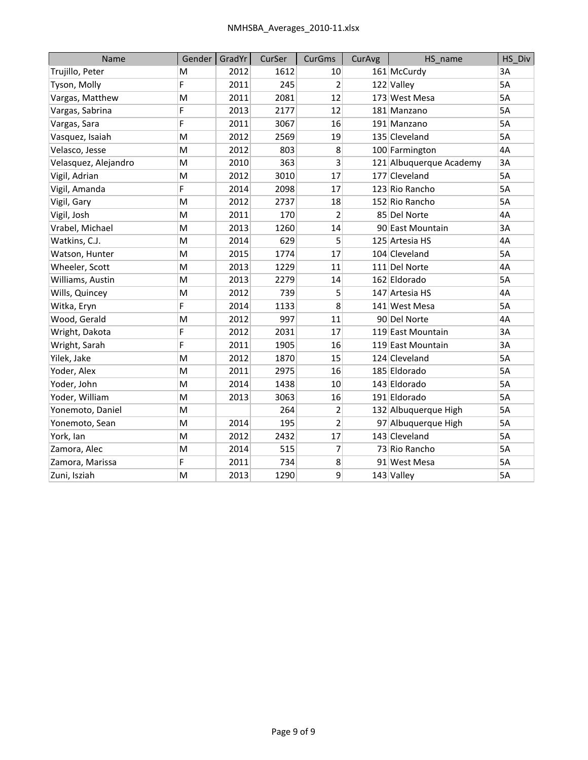| Name | Gender | GradYr | CurSer | CurGms | CurAvg | HS_name | HS_Div |
|---|---|---|---|---|---|---|---|
| Trujillo, Peter | M | 2012 | 1612 | 10 | 161 | McCurdy | 3A |
| Tyson, Molly | F | 2011 | 245 | 2 | 122 | Valley | 5A |
| Vargas, Matthew | M | 2011 | 2081 | 12 | 173 | West Mesa | 5A |
| Vargas, Sabrina | F | 2013 | 2177 | 12 | 181 | Manzano | 5A |
| Vargas, Sara | F | 2011 | 3067 | 16 | 191 | Manzano | 5A |
| Vasquez, Isaiah | M | 2012 | 2569 | 19 | 135 | Cleveland | 5A |
| Velasco, Jesse | M | 2012 | 803 | 8 | 100 | Farmington | 4A |
| Velasquez, Alejandro | M | 2010 | 363 | 3 | 121 | Albuquerque Academy | 3A |
| Vigil, Adrian | M | 2012 | 3010 | 17 | 177 | Cleveland | 5A |
| Vigil, Amanda | F | 2014 | 2098 | 17 | 123 | Rio Rancho | 5A |
| Vigil, Gary | M | 2012 | 2737 | 18 | 152 | Rio Rancho | 5A |
| Vigil, Josh | M | 2011 | 170 | 2 | 85 | Del Norte | 4A |
| Vrabel, Michael | M | 2013 | 1260 | 14 | 90 | East Mountain | 3A |
| Watkins, C.J. | M | 2014 | 629 | 5 | 125 | Artesia HS | 4A |
| Watson, Hunter | M | 2015 | 1774 | 17 | 104 | Cleveland | 5A |
| Wheeler, Scott | M | 2013 | 1229 | 11 | 111 | Del Norte | 4A |
| Williams, Austin | M | 2013 | 2279 | 14 | 162 | Eldorado | 5A |
| Wills, Quincey | M | 2012 | 739 | 5 | 147 | Artesia HS | 4A |
| Witka, Eryn | F | 2014 | 1133 | 8 | 141 | West Mesa | 5A |
| Wood, Gerald | M | 2012 | 997 | 11 | 90 | Del Norte | 4A |
| Wright, Dakota | F | 2012 | 2031 | 17 | 119 | East Mountain | 3A |
| Wright, Sarah | F | 2011 | 1905 | 16 | 119 | East Mountain | 3A |
| Yilek, Jake | M | 2012 | 1870 | 15 | 124 | Cleveland | 5A |
| Yoder, Alex | M | 2011 | 2975 | 16 | 185 | Eldorado | 5A |
| Yoder, John | M | 2014 | 1438 | 10 | 143 | Eldorado | 5A |
| Yoder, William | M | 2013 | 3063 | 16 | 191 | Eldorado | 5A |
| Yonemoto, Daniel | M | | 264 | 2 | 132 | Albuquerque High | 5A |
| Yonemoto, Sean | M | 2014 | 195 | 2 | 97 | Albuquerque High | 5A |
| York, Ian | M | 2012 | 2432 | 17 | 143 | Cleveland | 5A |
| Zamora, Alec | M | 2014 | 515 | 7 | 73 | Rio Rancho | 5A |
| Zamora, Marissa | F | 2011 | 734 | 8 | 91 | West Mesa | 5A |
| Zuni, Isziah | M | 2013 | 1290 | 9 | 143 | Valley | 5A |